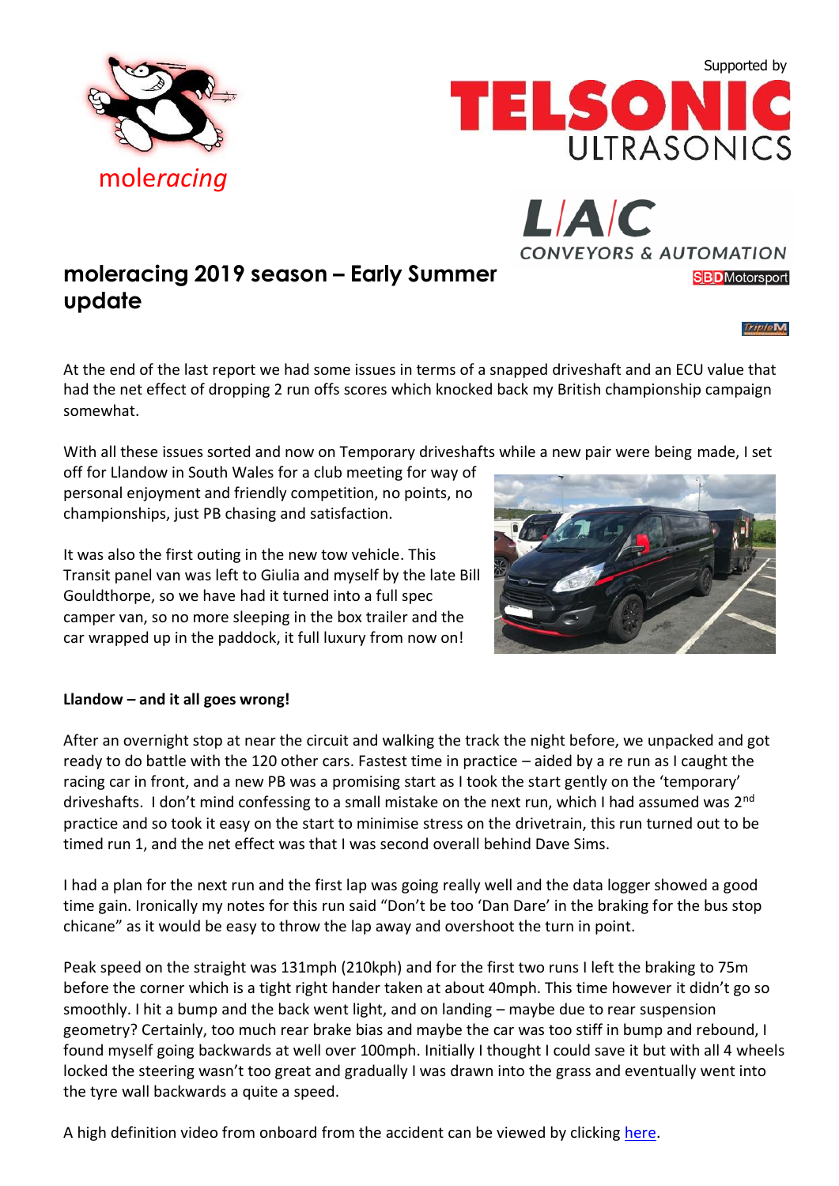moleracing

Supported by

TELSONIC ULTRASONICS

L/A/C CONVEYORS & AUTOMATION

SBD Motorsport

TripleM

# moleracing 2019 season – Early Summer update

At the end of the last report we had some issues in terms of a snapped driveshaft and an ECU value that had the net effect of dropping 2 run offs scores which knocked back my British championship campaign somewhat.

With all these issues sorted and now on Temporary driveshafts while a new pair were being made, I set off for Llandow in South Wales for a club meeting for way of personal enjoyment and friendly competition, no points, no championships, just PB chasing and satisfaction.

It was also the first outing in the new tow vehicle. This Transit panel van was left to Giulia and myself by the late Bill Gouldthorpe, so we have had it turned into a full spec camper van, so no more sleeping in the box trailer and the car wrapped up in the paddock, it full luxury from now on!

**Llandow – and it all goes wrong!**

After an overnight stop at near the circuit and walking the track the night before, we unpacked and got ready to do battle with the 120 other cars. Fastest time in practice – aided by a re run as I caught the racing car in front, and a new PB was a promising start as I took the start gently on the 'temporary' driveshafts. I don't mind confessing to a small mistake on the next run, which I had assumed was 2nd practice and so took it easy on the start to minimise stress on the drivetrain, this run turned out to be timed run 1, and the net effect was that I was second overall behind Dave Sims.

I had a plan for the next run and the first lap was going really well and the data logger showed a good time gain. Ironically my notes for this run said "Don't be too 'Dan Dare' in the braking for the bus stop chicane" as it would be easy to throw the lap away and overshoot the turn in point.

Peak speed on the straight was 131mph (210kph) and for the first two runs I left the braking to 75m before the corner which is a tight right hander taken at about 40mph. This time however it didn't go so smoothly. I hit a bump and the back went light, and on landing – maybe due to rear suspension geometry? Certainly, too much rear brake bias and maybe the car was too stiff in bump and rebound, I found myself going backwards at well over 100mph. Initially I thought I could save it but with all 4 wheels locked the steering wasn't too great and gradually I was drawn into the grass and eventually went into the tyre wall backwards a quite a speed.

A high definition video from onboard from the accident can be viewed by clicking [here](#).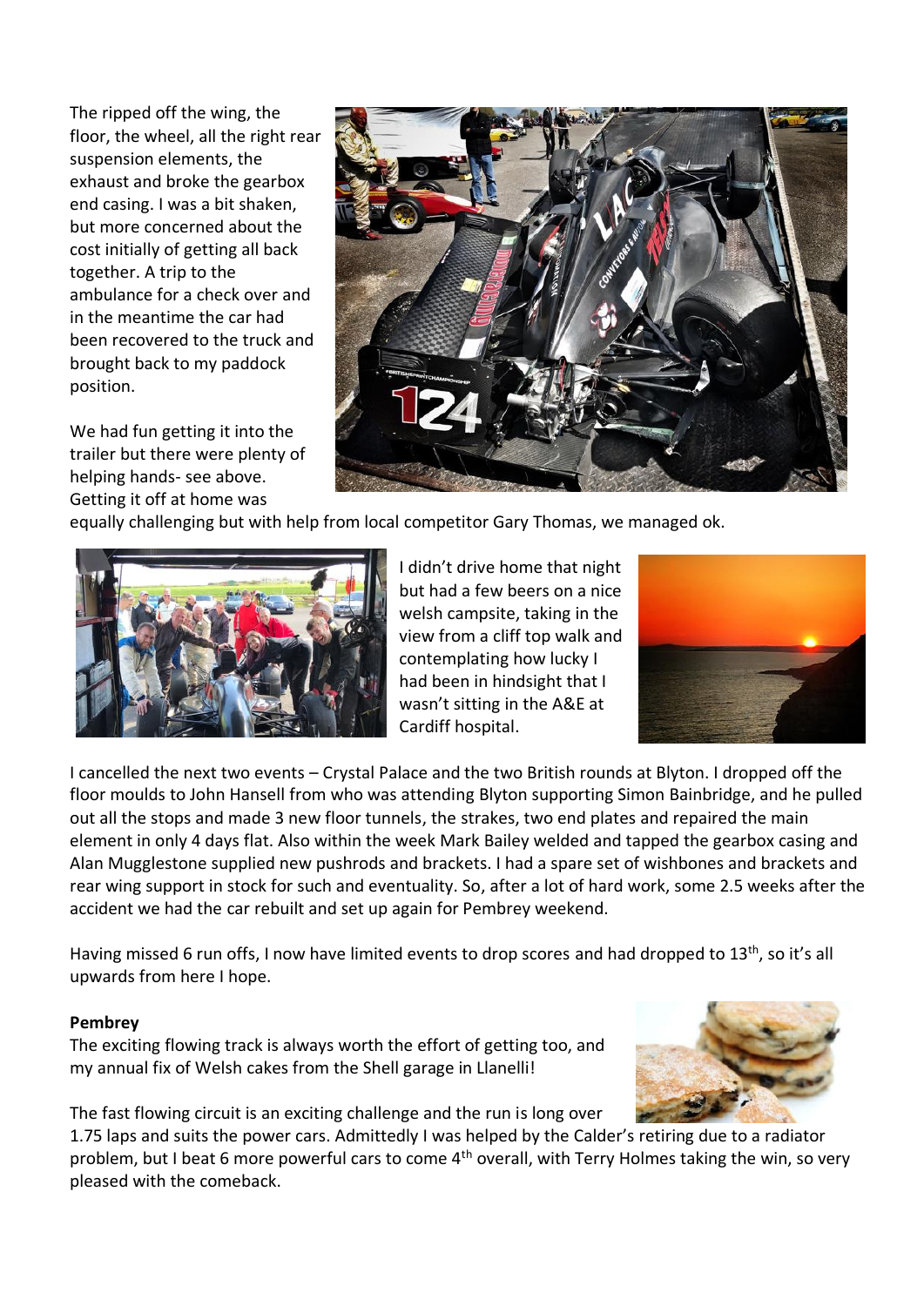The ripped off the wing, the floor, the wheel, all the right rear suspension elements, the exhaust and broke the gearbox end casing. I was a bit shaken, but more concerned about the cost initially of getting all back together. A trip to the ambulance for a check over and in the meantime the car had been recovered to the truck and brought back to my paddock position.

We had fun getting it into the trailer but there were plenty of helping hands- see above. Getting it off at home was equally challenging but with help from local competitor Gary Thomas, we managed ok.

I didn't drive home that night but had a few beers on a nice welsh campsite, taking in the view from a cliff top walk and contemplating how lucky I had been in hindsight that I wasn't sitting in the A&E at Cardiff hospital.

I cancelled the next two events – Crystal Palace and the two British rounds at Blyton. I dropped off the floor moulds to John Hansell from who was attending Blyton supporting Simon Bainbridge, and he pulled out all the stops and made 3 new floor tunnels, the strakes, two end plates and repaired the main element in only 4 days flat. Also within the week Mark Bailey welded and tapped the gearbox casing and Alan Mugglestone supplied new pushrods and brackets. I had a spare set of wishbones and brackets and rear wing support in stock for such and eventuality. So, after a lot of hard work, some 2.5 weeks after the accident we had the car rebuilt and set up again for Pembrey weekend.

Having missed 6 run offs, I now have limited events to drop scores and had dropped to 13th, so it's all upwards from here I hope.

**Pembrey**

The exciting flowing track is always worth the effort of getting too, and my annual fix of Welsh cakes from the Shell garage in Llanelli!

The fast flowing circuit is an exciting challenge and the run is long over 1.75 laps and suits the power cars. Admittedly I was helped by the Calder's retiring due to a radiator problem, but I beat 6 more powerful cars to come 4th overall, with Terry Holmes taking the win, so very pleased with the comeback.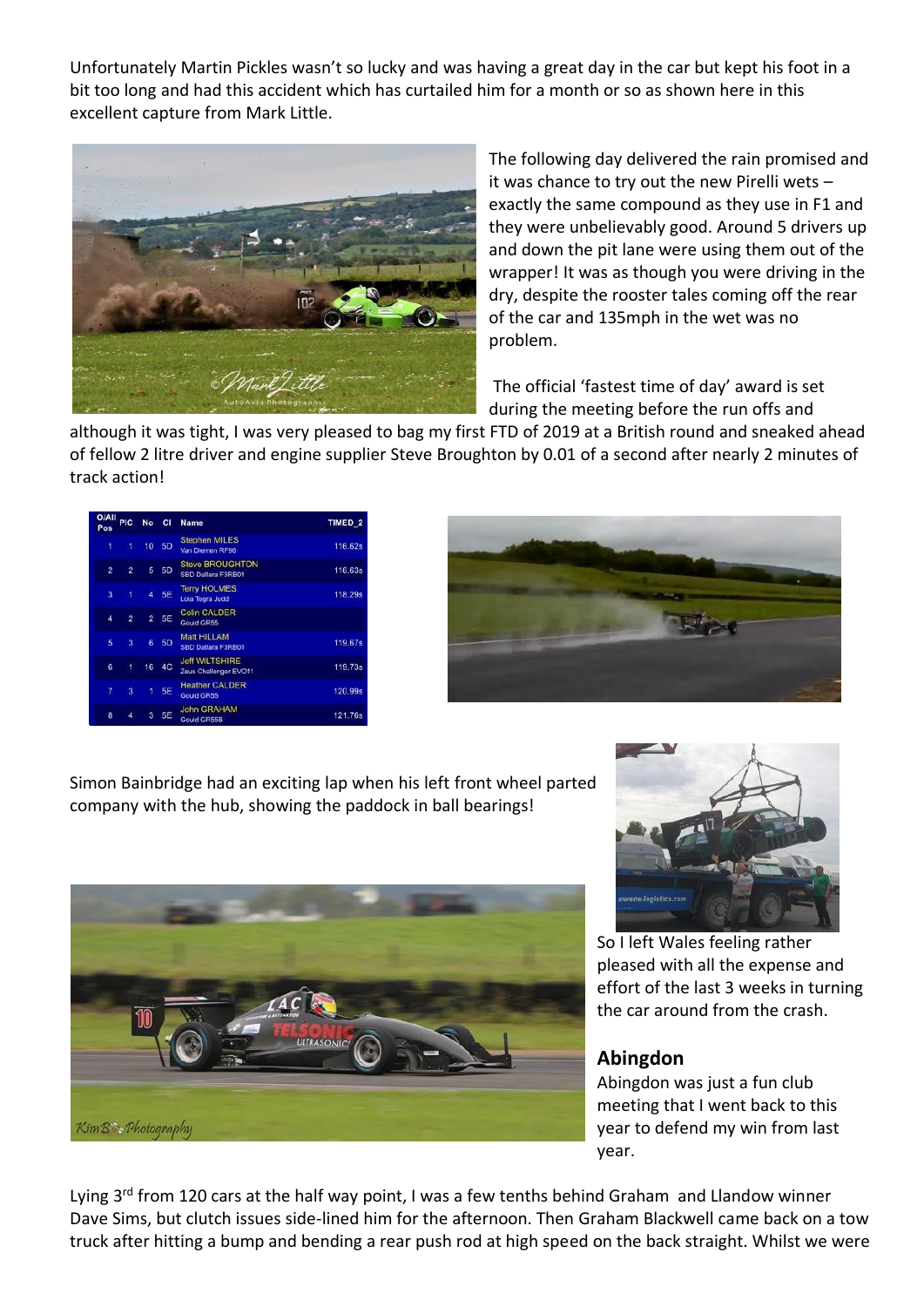Unfortunately Martin Pickles wasn't so lucky and was having a great day in the car but kept his foot in a bit too long and had this accident which has curtailed him for a month or so as shown here in this excellent capture from Mark Little.

The following day delivered the rain promised and it was chance to try out the new Pirelli wets – exactly the same compound as they use in F1 and they were unbelievably good. Around 5 drivers up and down the pit lane were using them out of the wrapper! It was as though you were driving in the dry, despite the rooster tales coming off the rear of the car and 135mph in the wet was no problem.

The official 'fastest time of day' award is set during the meeting before the run offs and although it was tight, I was very pleased to bag my first FTD of 2019 at a British round and sneaked ahead of fellow 2 litre driver and engine supplier Steve Broughton by 0.01 of a second after nearly 2 minutes of track action!

| O/All Pos | P/C | No | Cl | Name | TIMED_2 |
|---|---|---|---|---|---|
| 1 | 1 | 10 | 5D | Stephen MILES<br>Van Diemen RF96 | 116.62s |
| 2 | 2 | 5 | 5D | Steve BROUGHTON<br>SBD Dallara F3RB01 | 116.63s |
| 3 | 1 | 4 | 5E | Terry HOLMES<br>Lola Tegra Judd | 118.29s |
| 4 | 2 | 2 | 5E | Colin CALDER<br>Gould GR55 | |
| 5 | 3 | 6 | 5D | Matt HILLAM<br>SBD Dallara F3RB01 | 119.67s |
| 6 | 1 | 16 | 4C | Jeff WILTSHIRE<br>Zeus Challenger EVO11 | 119.73s |
| 7 | 3 | 1 | 5E | Heather CALDER<br>Gould GR55 | 120.99s |
| 8 | 4 | 3 | 5E | John GRAHAM<br>Gould GR55B | 121.76s |

Simon Bainbridge had an exciting lap when his left front wheel parted company with the hub, showing the paddock in ball bearings!

So I left Wales feeling rather pleased with all the expense and effort of the last 3 weeks in turning the car around from the crash.

## Abingdon

Abingdon was just a fun club meeting that I went back to this year to defend my win from last year.

Lying 3rd from 120 cars at the half way point, I was a few tenths behind Graham and Llandow winner Dave Sims, but clutch issues side-lined him for the afternoon. Then Graham Blackwell came back on a tow truck after hitting a bump and bending a rear push rod at high speed on the back straight. Whilst we were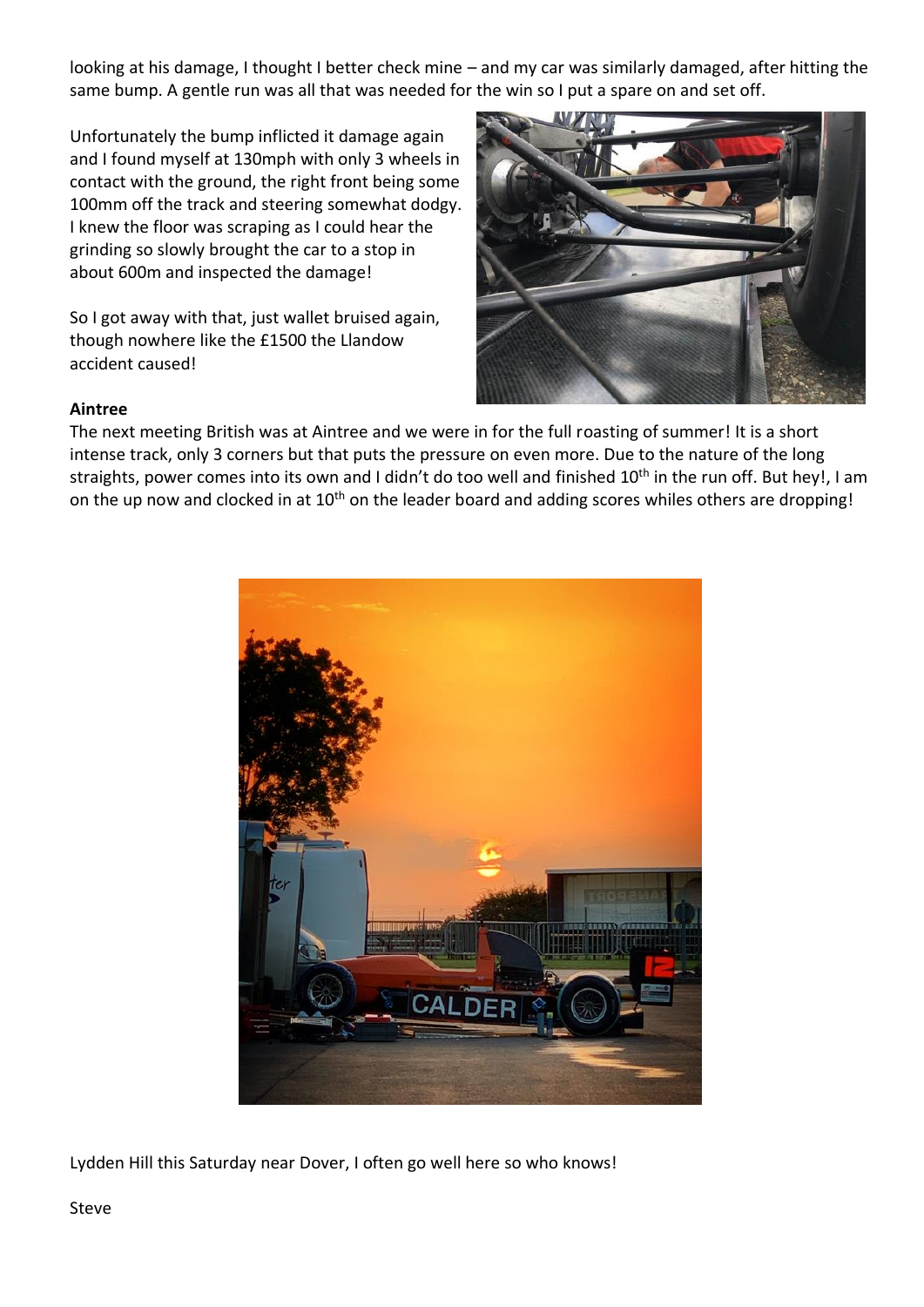looking at his damage, I thought I better check mine – and my car was similarly damaged, after hitting the same bump. A gentle run was all that was needed for the win so I put a spare on and set off.

Unfortunately the bump inflicted it damage again and I found myself at 130mph with only 3 wheels in contact with the ground, the right front being some 100mm off the track and steering somewhat dodgy. I knew the floor was scraping as I could hear the grinding so slowly brought the car to a stop in about 600m and inspected the damage!

So I got away with that, just wallet bruised again, though nowhere like the £1500 the Llandow accident caused!

**Aintree**

The next meeting British was at Aintree and we were in for the full roasting of summer! It is a short intense track, only 3 corners but that puts the pressure on even more. Due to the nature of the long straights, power comes into its own and I didn't do too well and finished 10th in the run off. But hey!, I am on the up now and clocked in at 10th on the leader board and adding scores whiles others are dropping!

Lydden Hill this Saturday near Dover, I often go well here so who knows!

Steve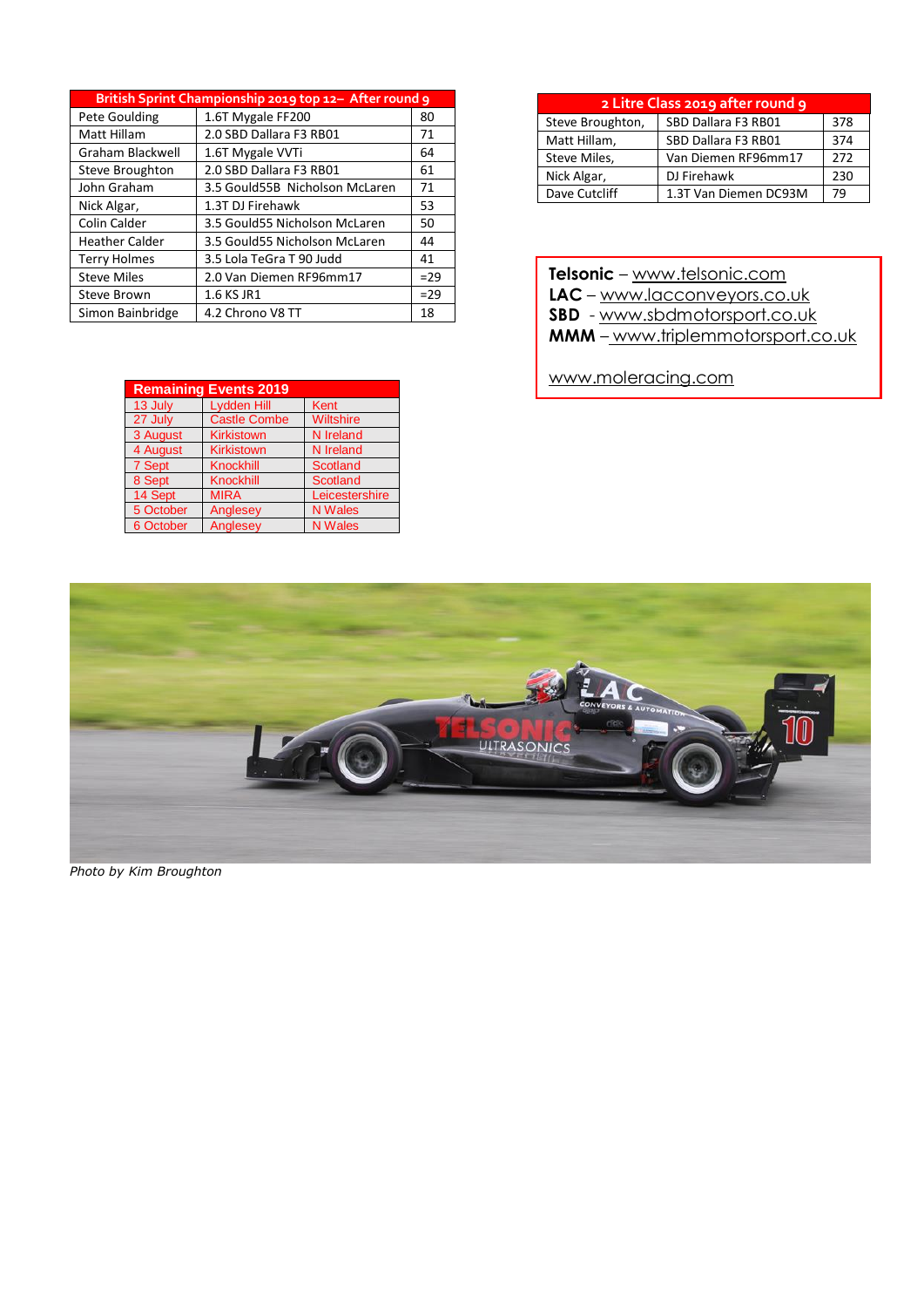| British Sprint Championship 2019 top 12– After round 9 | | |
|---|---|---|
| Pete Goulding | 1.6T Mygale FF200 | 80 |
| Matt Hillam | 2.0 SBD Dallara F3 RB01 | 71 |
| Graham Blackwell | 1.6T Mygale VVTi | 64 |
| Steve Broughton | 2.0 SBD Dallara F3 RB01 | 61 |
| John Graham | 3.5 Gould55B Nicholson McLaren | 71 |
| Nick Algar, | 1.3T DJ Firehawk | 53 |
| Colin Calder | 3.5 Gould55 Nicholson McLaren | 50 |
| Heather Calder | 3.5 Gould55 Nicholson McLaren | 44 |
| Terry Holmes | 3.5 Lola TeGra T 90 Judd | 41 |
| Steve Miles | 2.0 Van Diemen RF96mm17 | =29 |
| Steve Brown | 1.6 KS JR1 | =29 |
| Simon Bainbridge | 4.2 Chrono V8 TT | 18 |

| 2 Litre Class 2019 after round 9 | | |
|---|---|---|
| Steve Broughton, | SBD Dallara F3 RB01 | 378 |
| Matt Hillam, | SBD Dallara F3 RB01 | 374 |
| Steve Miles, | Van Diemen RF96mm17 | 272 |
| Nick Algar, | DJ Firehawk | 230 |
| Dave Cutcliff | 1.3T Van Diemen DC93M | 79 |

**Telsonic** – www.telsonic.com
**LAC** – www.lacconveyors.co.uk
**SBD** - www.sbdmotorsport.co.uk
**MMM** – www.triplemmotorsport.co.uk

www.moleracing.com

| Remaining Events 2019 | | |
|---|---|---|
| 13 July | Lydden Hill | Kent |
| 27 July | Castle Combe | Wiltshire |
| 3 August | Kirkistown | N Ireland |
| 4 August | Kirkistown | N Ireland |
| 7 Sept | Knockhill | Scotland |
| 8 Sept | Knockhill | Scotland |
| 14 Sept | MIRA | Leicestershire |
| 5 October | Anglesey | N Wales |
| 6 October | Anglesey | N Wales |

*Photo by Kim Broughton*